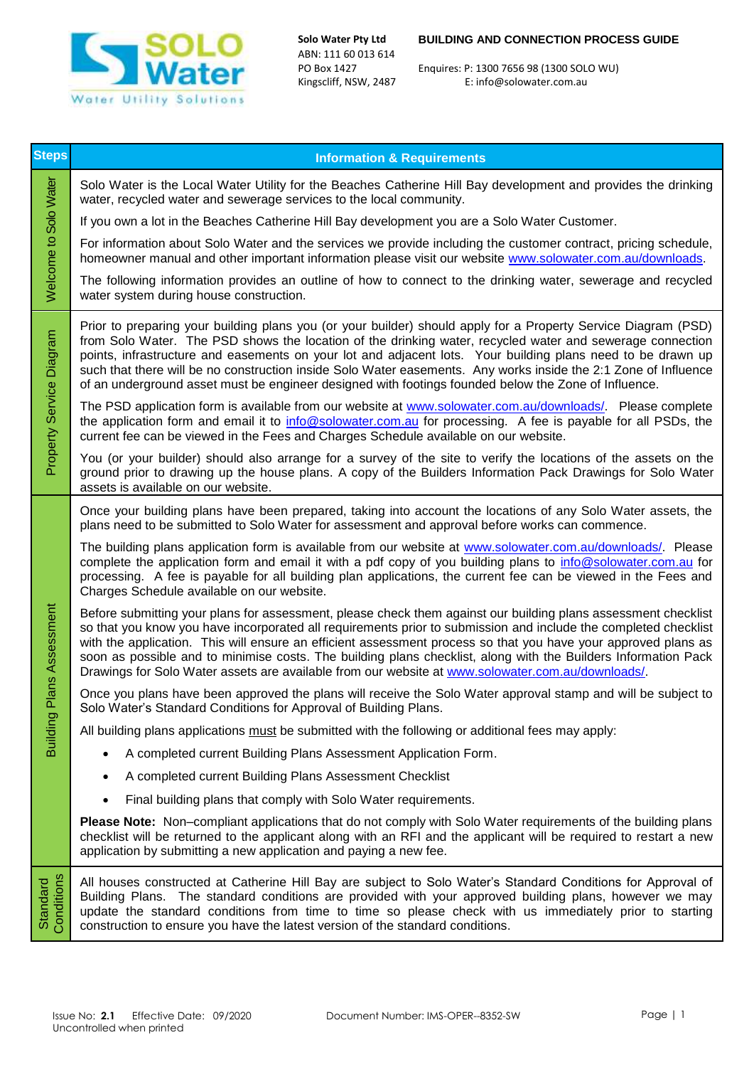**Solo Water Pty Ltd**
ABN: 111 60 013 614
PO Box 1427
Kingscliff, NSW, 2487

**BUILDING AND CONNECTION PROCESS GUIDE**

Enquires: P: 1300 7656 98 (1300 SOLO WU)
E: info@solowater.com.au

| Steps | Information & Requirements |
|---|---|
| Welcome to Solo Water | Solo Water is the Local Water Utility for the Beaches Catherine Hill Bay development and provides the drinking water, recycled water and sewerage services to the local community.<br><br>If you own a lot in the Beaches Catherine Hill Bay development you are a Solo Water Customer.<br><br>For information about Solo Water and the services we provide including the customer contract, pricing schedule, homeowner manual and other important information please visit our website www.solowater.com.au/downloads.<br><br>The following information provides an outline of how to connect to the drinking water, sewerage and recycled water system during house construction. |
| Property Service Diagram | Prior to preparing your building plans you (or your builder) should apply for a Property Service Diagram (PSD) from Solo Water. The PSD shows the location of the drinking water, recycled water and sewerage connection points, infrastructure and easements on your lot and adjacent lots. Your building plans need to be drawn up such that there will be no construction inside Solo Water easements. Any works inside the 2:1 Zone of Influence of an underground asset must be engineer designed with footings founded below the Zone of Influence.<br><br>The PSD application form is available from our website at www.solowater.com.au/downloads/. Please complete the application form and email it to info@solowater.com.au for processing. A fee is payable for all PSDs, the current fee can be viewed in the Fees and Charges Schedule available on our website.<br><br>You (or your builder) should also arrange for a survey of the site to verify the locations of the assets on the ground prior to drawing up the house plans. A copy of the Builders Information Pack Drawings for Solo Water assets is available on our website. |
| Building Plans Assessment | Once your building plans have been prepared, taking into account the locations of any Solo Water assets, the plans need to be submitted to Solo Water for assessment and approval before works can commence.<br><br>The building plans application form is available from our website at www.solowater.com.au/downloads/. Please complete the application form and email it with a pdf copy of you building plans to info@solowater.com.au for processing. A fee is payable for all building plan applications, the current fee can be viewed in the Fees and Charges Schedule available on our website.<br><br>Before submitting your plans for assessment, please check them against our building plans assessment checklist so that you know you have incorporated all requirements prior to submission and include the completed checklist with the application. This will ensure an efficient assessment process so that you have your approved plans as soon as possible and to minimise costs. The building plans checklist, along with the Builders Information Pack Drawings for Solo Water assets are available from our website at www.solowater.com.au/downloads/.<br><br>Once you plans have been approved the plans will receive the Solo Water approval stamp and will be subject to Solo Water's Standard Conditions for Approval of Building Plans.<br><br>All building plans applications <u>must</u> be submitted with the following or additional fees may apply:<br>• A completed current Building Plans Assessment Application Form.<br>• A completed current Building Plans Assessment Checklist<br>• Final building plans that comply with Solo Water requirements.<br><br>**Please Note:** Non–compliant applications that do not comply with Solo Water requirements of the building plans checklist will be returned to the applicant along with an RFI and the applicant will be required to restart a new application by submitting a new application and paying a new fee. |
| Standard Conditions | All houses constructed at Catherine Hill Bay are subject to Solo Water's Standard Conditions for Approval of Building Plans. The standard conditions are provided with your approved building plans, however we may update the standard conditions from time to time so please check with us immediately prior to starting construction to ensure you have the latest version of the standard conditions. |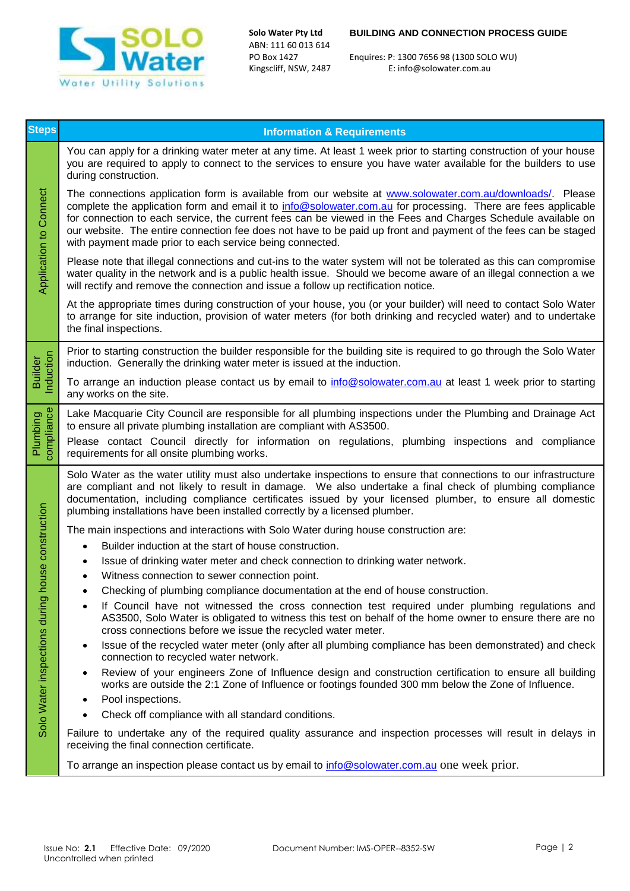Solo Water Pty Ltd
ABN: 111 60 013 614
PO Box 1427
Kingscliff, NSW, 2487

**BUILDING AND CONNECTION PROCESS GUIDE**

Enquires: P: 1300 7656 98 (1300 SOLO WU)
E: info@solowater.com.au

| Steps | Information & Requirements |
|---|---|
| Application to Connect | You can apply for a drinking water meter at any time. At least 1 week prior to starting construction of your house you are required to apply to connect to the services to ensure you have water available for the builders to use during construction.<br><br>The connections application form is available from our website at www.solowater.com.au/downloads/. Please complete the application form and email it to info@solowater.com.au for processing. There are fees applicable for connection to each service, the current fees can be viewed in the Fees and Charges Schedule available on our website. The entire connection fee does not have to be paid up front and payment of the fees can be staged with payment made prior to each service being connected.<br><br>Please note that illegal connections and cut-ins to the water system will not be tolerated as this can compromise water quality in the network and is a public health issue. Should we become aware of an illegal connection a we will rectify and remove the connection and issue a follow up rectification notice.<br><br>At the appropriate times during construction of your house, you (or your builder) will need to contact Solo Water to arrange for site induction, provision of water meters (for both drinking and recycled water) and to undertake the final inspections. |
| Builder Induction | Prior to starting construction the builder responsible for the building site is required to go through the Solo Water induction. Generally the drinking water meter is issued at the induction.<br><br>To arrange an induction please contact us by email to info@solowater.com.au at least 1 week prior to starting any works on the site. |
| Plumbing compliance | Lake Macquarie City Council are responsible for all plumbing inspections under the Plumbing and Drainage Act to ensure all private plumbing installation are compliant with AS3500.<br><br>Please contact Council directly for information on regulations, plumbing inspections and compliance requirements for all onsite plumbing works. |
| Solo Water inspections during house construction | Solo Water as the water utility must also undertake inspections to ensure that connections to our infrastructure are compliant and not likely to result in damage. We also undertake a final check of plumbing compliance documentation, including compliance certificates issued by your licensed plumber, to ensure all domestic plumbing installations have been installed correctly by a licensed plumber.<br><br>The main inspections and interactions with Solo Water during house construction are:<br>• Builder induction at the start of house construction.<br>• Issue of drinking water meter and check connection to drinking water network.<br>• Witness connection to sewer connection point.<br>• Checking of plumbing compliance documentation at the end of house construction.<br>• If Council have not witnessed the cross connection test required under plumbing regulations and AS3500, Solo Water is obligated to witness this test on behalf of the home owner to ensure there are no cross connections before we issue the recycled water meter.<br>• Issue of the recycled water meter (only after all plumbing compliance has been demonstrated) and check connection to recycled water network.<br>• Review of your engineers Zone of Influence design and construction certification to ensure all building works are outside the 2:1 Zone of Influence or footings founded 300 mm below the Zone of Influence.<br>• Pool inspections.<br>• Check off compliance with all standard conditions.<br><br>Failure to undertake any of the required quality assurance and inspection processes will result in delays in receiving the final connection certificate.<br><br>To arrange an inspection please contact us by email to info@solowater.com.au one week prior. |

Issue No: **2.1** Effective Date: 09/2020 Document Number: IMS-OPER--8352-SW
Uncontrolled when printed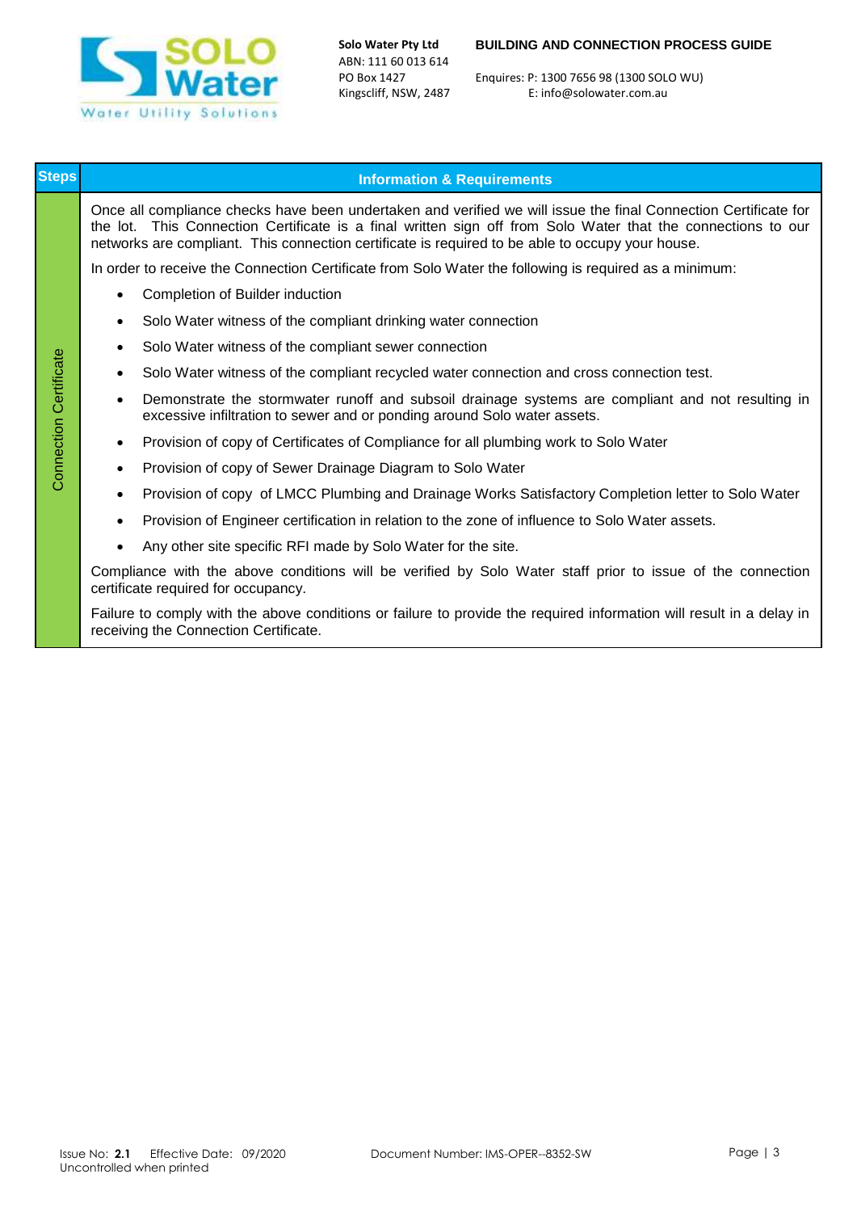| Steps | Information & Requirements |
| --- | --- |
| Connection Certificate | Once all compliance checks have been undertaken and verified we will issue the final Connection Certificate for the lot. This Connection Certificate is a final written sign off from Solo Water that the connections to our networks are compliant. This connection certificate is required to be able to occupy your house.<br><br>In order to receive the Connection Certificate from Solo Water the following is required as a minimum:<br><br>• Completion of Builder induction<br>• Solo Water witness of the compliant drinking water connection<br>• Solo Water witness of the compliant sewer connection<br>• Solo Water witness of the compliant recycled water connection and cross connection test.<br>• Demonstrate the stormwater runoff and subsoil drainage systems are compliant and not resulting in excessive infiltration to sewer and or ponding around Solo water assets.<br>• Provision of copy of Certificates of Compliance for all plumbing work to Solo Water<br>• Provision of copy of Sewer Drainage Diagram to Solo Water<br>• Provision of copy of LMCC Plumbing and Drainage Works Satisfactory Completion letter to Solo Water<br>• Provision of Engineer certification in relation to the zone of influence to Solo Water assets.<br>• Any other site specific RFI made by Solo Water for the site.<br><br>Compliance with the above conditions will be verified by Solo Water staff prior to issue of the connection certificate required for occupancy.<br><br>Failure to comply with the above conditions or failure to provide the required information will result in a delay in receiving the Connection Certificate. |